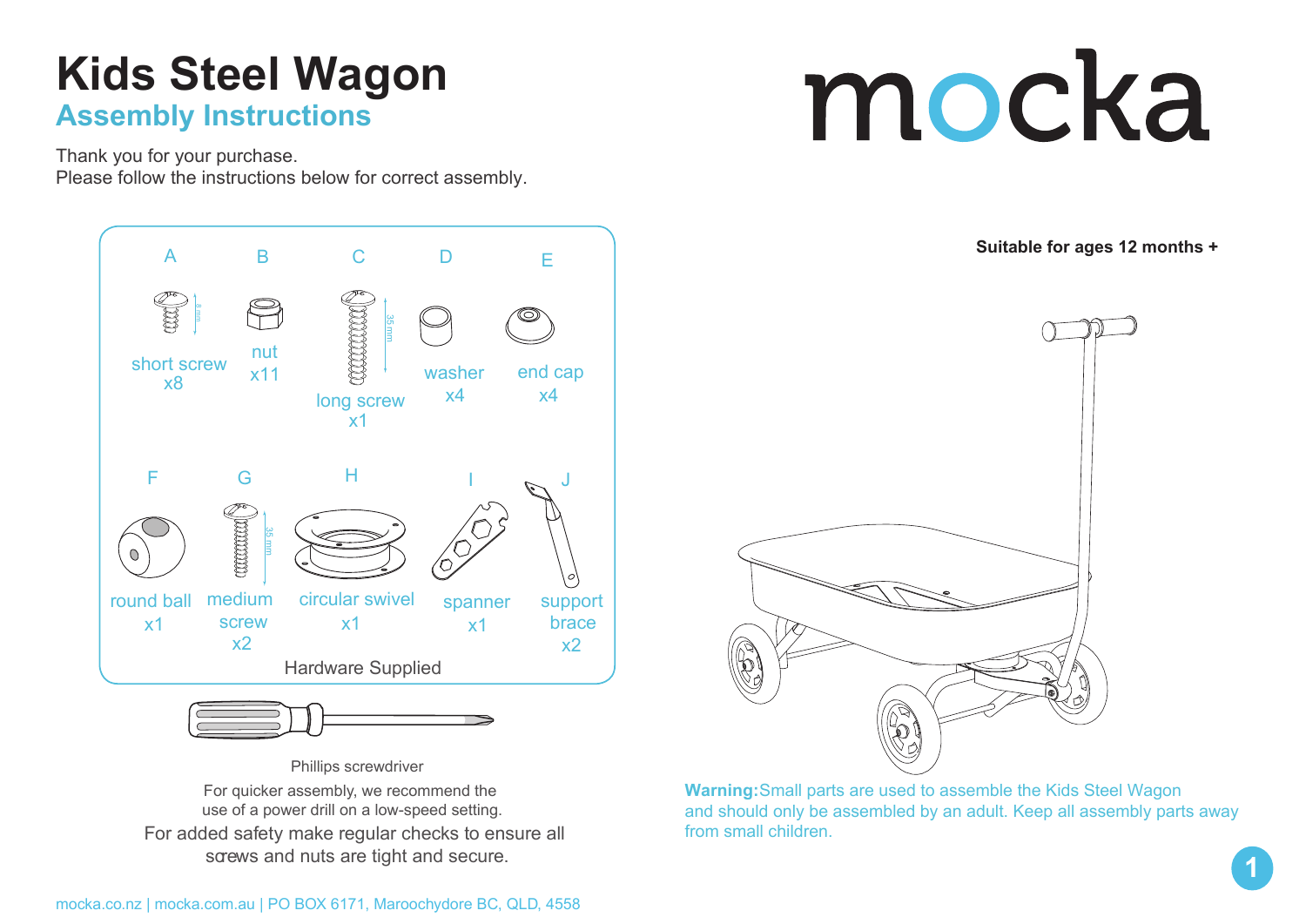# Kids Steel Wagon

## Assembly Instructions

Thank you for your purchase.
Please follow the instructions below for correct assembly.

mocka

**Suitable for ages 12 months +**

### Hardware Supplied

| Part | Name | Quantity |
|---|---|---|
| A | short screw | x8 |
| B | nut | x11 |
| C | long screw | x1 |
| D | washer | x4 |
| E | end cap | x4 |
| F | round ball | x1 |
| G | medium screw | x2 |
| H | circular swivel | x1 |
| I | spanner | x1 |
| J | support brace | x2 |

Phillips screwdriver

For quicker assembly, we recommend the use of a power drill on a low-speed setting.

For added safety make regular checks to ensure all screws and nuts are tight and secure.

**Warning:** Small parts are used to assemble the Kids Steel Wagon and should only be assembled by an adult. Keep all assembly parts away from small children.

mocka.co.nz | mocka.com.au | PO BOX 6171, Maroochydore BC, QLD, 4558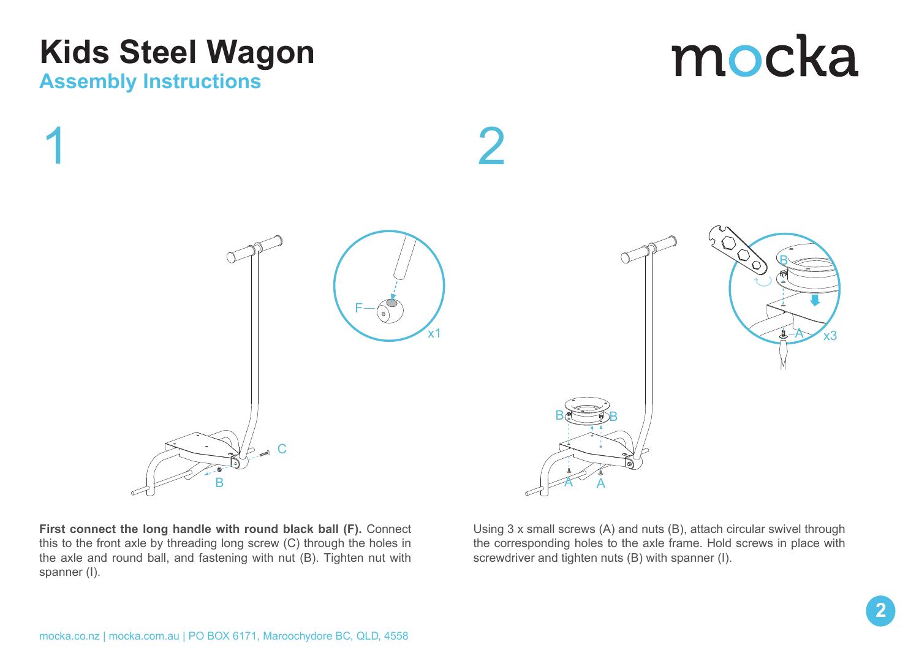# Kids Steel Wagon

## Assembly Instructions

mocka

## 1

F

x1

C

B

**First connect the long handle with round black ball (F).** Connect this to the front axle by threading long screw (C) through the holes in the axle and round ball, and fastening with nut (B). Tighten nut with spanner (I).

## 2

B

x3

A

B B

A A

Using 3 x small screws (A) and nuts (B), attach circular swivel through the corresponding holes to the axle frame. Hold screws in place with screwdriver and tighten nuts (B) with spanner (I).

mocka.co.nz | mocka.com.au | PO BOX 6171, Maroochydore BC, QLD, 4558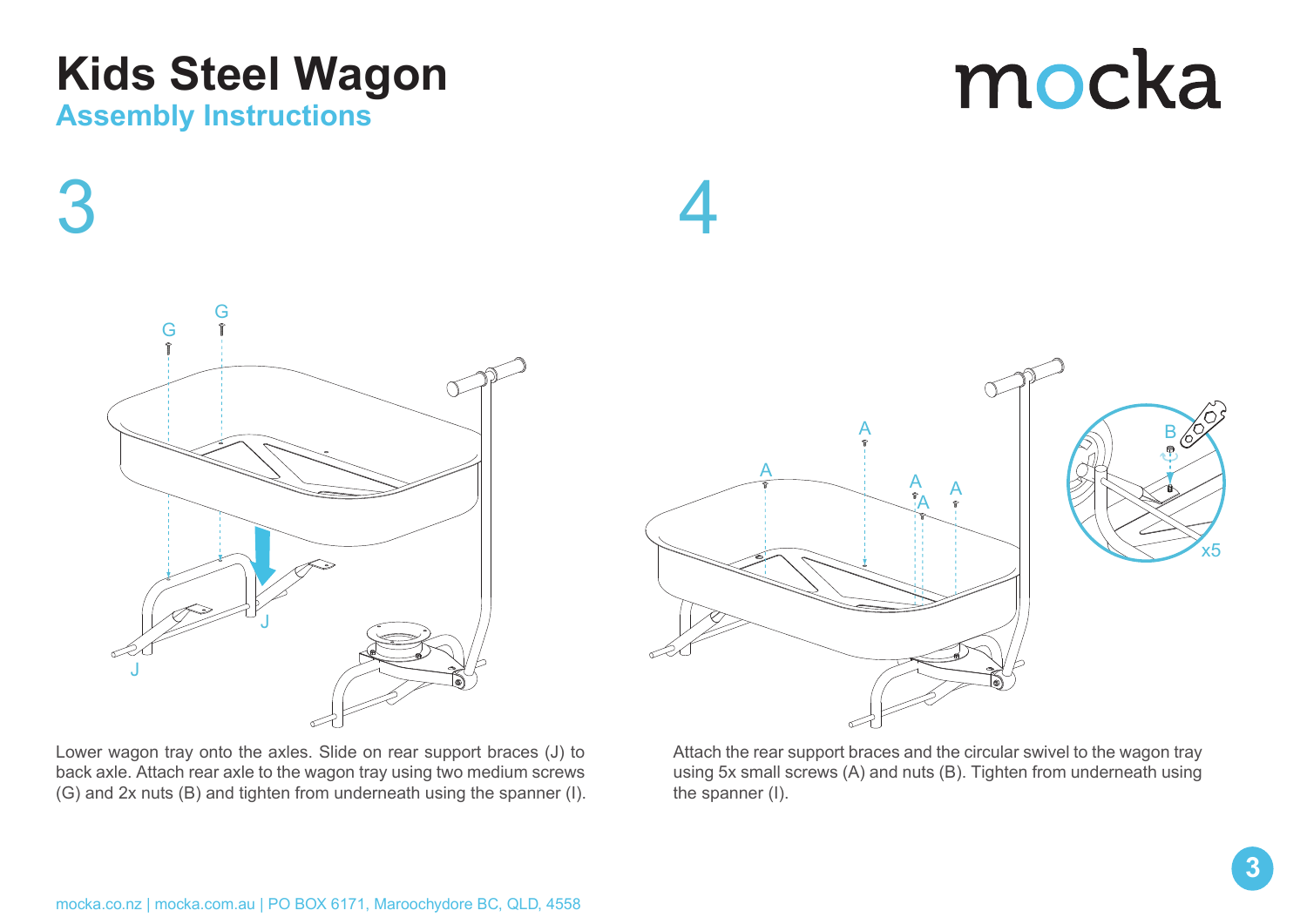# Kids Steel Wagon

## Assembly Instructions

mocka

## 3

Lower wagon tray onto the axles. Slide on rear support braces (J) to back axle. Attach rear axle to the wagon tray using two medium screws (G) and 2x nuts (B) and tighten from underneath using the spanner (I).

## 4

Attach the rear support braces and the circular swivel to the wagon tray using 5x small screws (A) and nuts (B). Tighten from underneath using the spanner (I).

mocka.co.nz | mocka.com.au | PO BOX 6171, Maroochydore BC, QLD, 4558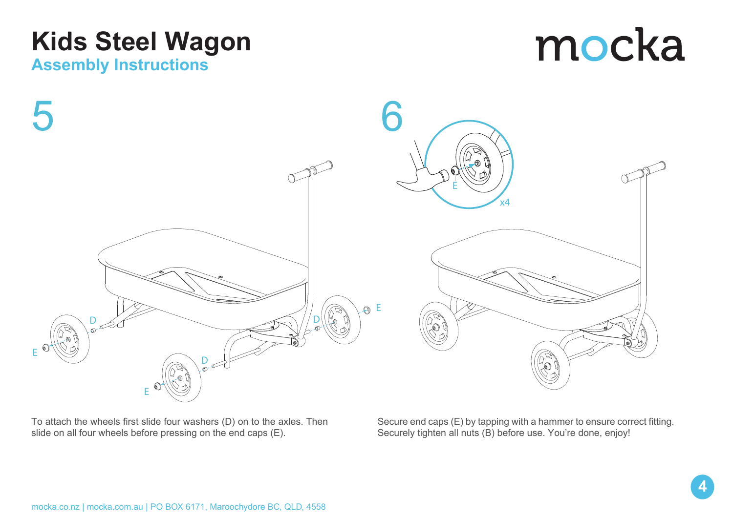# Kids Steel Wagon

## Assembly Instructions

mocka

### 5

To attach the wheels first slide four washers (D) on to the axles. Then slide on all four wheels before pressing on the end caps (E).

### 6

Secure end caps (E) by tapping with a hammer to ensure correct fitting. Securely tighten all nuts (B) before use. You're done, enjoy!

mocka.co.nz | mocka.com.au | PO BOX 6171, Maroochydore BC, QLD, 4558